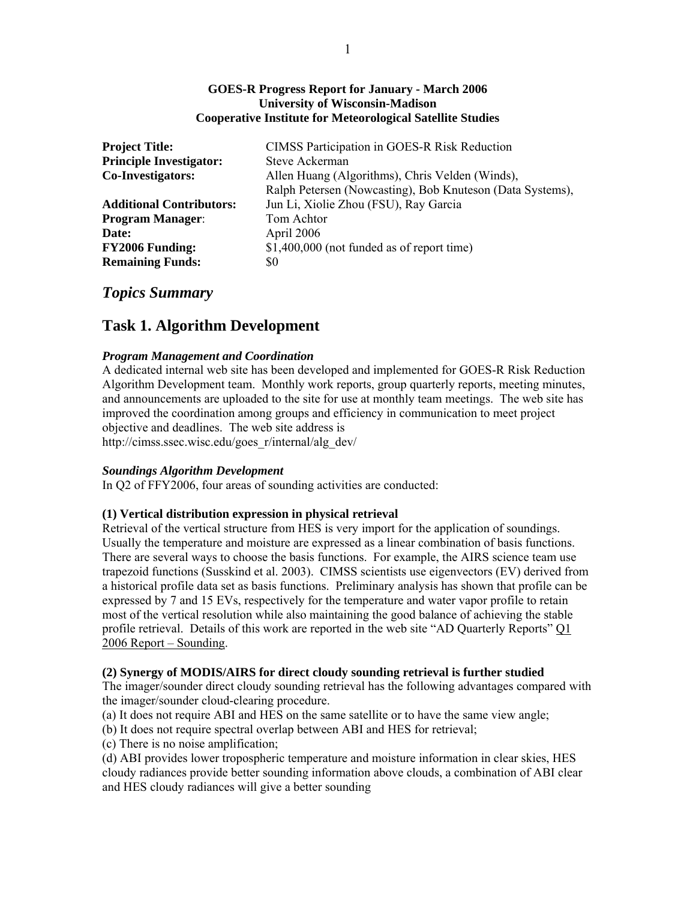**GOES-R Progress Report for January - March 2006**
**University of Wisconsin-Madison**
**Cooperative Institute for Meteorological Satellite Studies**

| | |
|---|---|
| **Project Title:** | CIMSS Participation in GOES-R Risk Reduction |
| **Principle Investigator:** | Steve Ackerman |
| **Co-Investigators:** | Allen Huang (Algorithms), Chris Velden (Winds), Ralph Petersen (Nowcasting), Bob Knuteson (Data Systems), |
| **Additional Contributors:** | Jun Li, Xiolie Zhou (FSU), Ray Garcia |
| **Program Manager**: | Tom Achtor |
| **Date:** | April 2006 |
| **FY2006 Funding:** | $1,400,000 (not funded as of report time) |
| **Remaining Funds:** | $0 |

## *Topics Summary*

## Task 1. Algorithm Development

#### *Program Management and Coordination*

A dedicated internal web site has been developed and implemented for GOES-R Risk Reduction Algorithm Development team. Monthly work reports, group quarterly reports, meeting minutes, and announcements are uploaded to the site for use at monthly team meetings. The web site has improved the coordination among groups and efficiency in communication to meet project objective and deadlines. The web site address is http://cimss.ssec.wisc.edu/goes_r/internal/alg_dev/

#### *Soundings Algorithm Development*

In Q2 of FFY2006, four areas of sounding activities are conducted:

**(1) Vertical distribution expression in physical retrieval**

Retrieval of the vertical structure from HES is very import for the application of soundings. Usually the temperature and moisture are expressed as a linear combination of basis functions. There are several ways to choose the basis functions. For example, the AIRS science team use trapezoid functions (Susskind et al. 2003). CIMSS scientists use eigenvectors (EV) derived from a historical profile data set as basis functions. Preliminary analysis has shown that profile can be expressed by 7 and 15 EVs, respectively for the temperature and water vapor profile to retain most of the vertical resolution while also maintaining the good balance of achieving the stable profile retrieval. Details of this work are reported in the web site "AD Quarterly Reports" Q1 2006 Report – Sounding.

**(2) Synergy of MODIS/AIRS for direct cloudy sounding retrieval is further studied**

The imager/sounder direct cloudy sounding retrieval has the following advantages compared with the imager/sounder cloud-clearing procedure.

(a) It does not require ABI and HES on the same satellite or to have the same view angle;
(b) It does not require spectral overlap between ABI and HES for retrieval;
(c) There is no noise amplification;
(d) ABI provides lower tropospheric temperature and moisture information in clear skies, HES cloudy radiances provide better sounding information above clouds, a combination of ABI clear and HES cloudy radiances will give a better sounding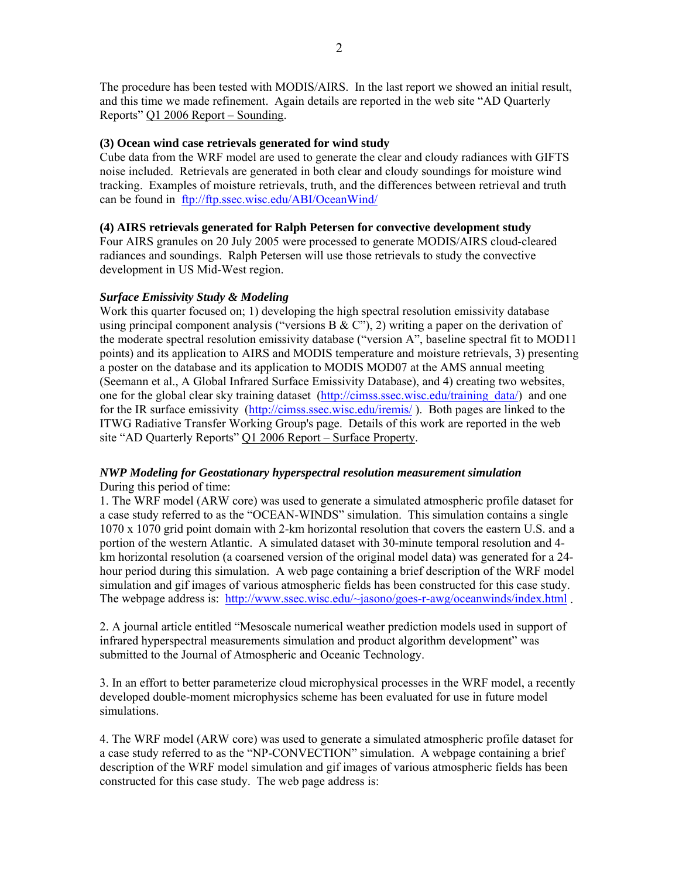The procedure has been tested with MODIS/AIRS. In the last report we showed an initial result, and this time we made refinement. Again details are reported in the web site "AD Quarterly Reports" Q1 2006 Report – Sounding.

**(3) Ocean wind case retrievals generated for wind study**

Cube data from the WRF model are used to generate the clear and cloudy radiances with GIFTS noise included. Retrievals are generated in both clear and cloudy soundings for moisture wind tracking. Examples of moisture retrievals, truth, and the differences between retrieval and truth can be found in ftp://ftp.ssec.wisc.edu/ABI/OceanWind/

**(4) AIRS retrievals generated for Ralph Petersen for convective development study**

Four AIRS granules on 20 July 2005 were processed to generate MODIS/AIRS cloud-cleared radiances and soundings. Ralph Petersen will use those retrievals to study the convective development in US Mid-West region.

***Surface Emissivity Study & Modeling***

Work this quarter focused on; 1) developing the high spectral resolution emissivity database using principal component analysis ("versions B & C"), 2) writing a paper on the derivation of the moderate spectral resolution emissivity database ("version A", baseline spectral fit to MOD11 points) and its application to AIRS and MODIS temperature and moisture retrievals, 3) presenting a poster on the database and its application to MODIS MOD07 at the AMS annual meeting (Seemann et al., A Global Infrared Surface Emissivity Database), and 4) creating two websites, one for the global clear sky training dataset (http://cimss.ssec.wisc.edu/training_data/) and one for the IR surface emissivity (http://cimss.ssec.wisc.edu/iremis/ ). Both pages are linked to the ITWG Radiative Transfer Working Group's page. Details of this work are reported in the web site "AD Quarterly Reports" Q1 2006 Report – Surface Property.

***NWP Modeling for Geostationary hyperspectral resolution measurement simulation***

During this period of time:

1. The WRF model (ARW core) was used to generate a simulated atmospheric profile dataset for a case study referred to as the "OCEAN-WINDS" simulation. This simulation contains a single 1070 x 1070 grid point domain with 2-km horizontal resolution that covers the eastern U.S. and a portion of the western Atlantic. A simulated dataset with 30-minute temporal resolution and 4-km horizontal resolution (a coarsened version of the original model data) was generated for a 24-hour period during this simulation. A web page containing a brief description of the WRF model simulation and gif images of various atmospheric fields has been constructed for this case study. The webpage address is: http://www.ssec.wisc.edu/~jasono/goes-r-awg/oceanwinds/index.html .

2. A journal article entitled "Mesoscale numerical weather prediction models used in support of infrared hyperspectral measurements simulation and product algorithm development" was submitted to the Journal of Atmospheric and Oceanic Technology.

3. In an effort to better parameterize cloud microphysical processes in the WRF model, a recently developed double-moment microphysics scheme has been evaluated for use in future model simulations.

4. The WRF model (ARW core) was used to generate a simulated atmospheric profile dataset for a case study referred to as the "NP-CONVECTION" simulation. A webpage containing a brief description of the WRF model simulation and gif images of various atmospheric fields has been constructed for this case study. The web page address is: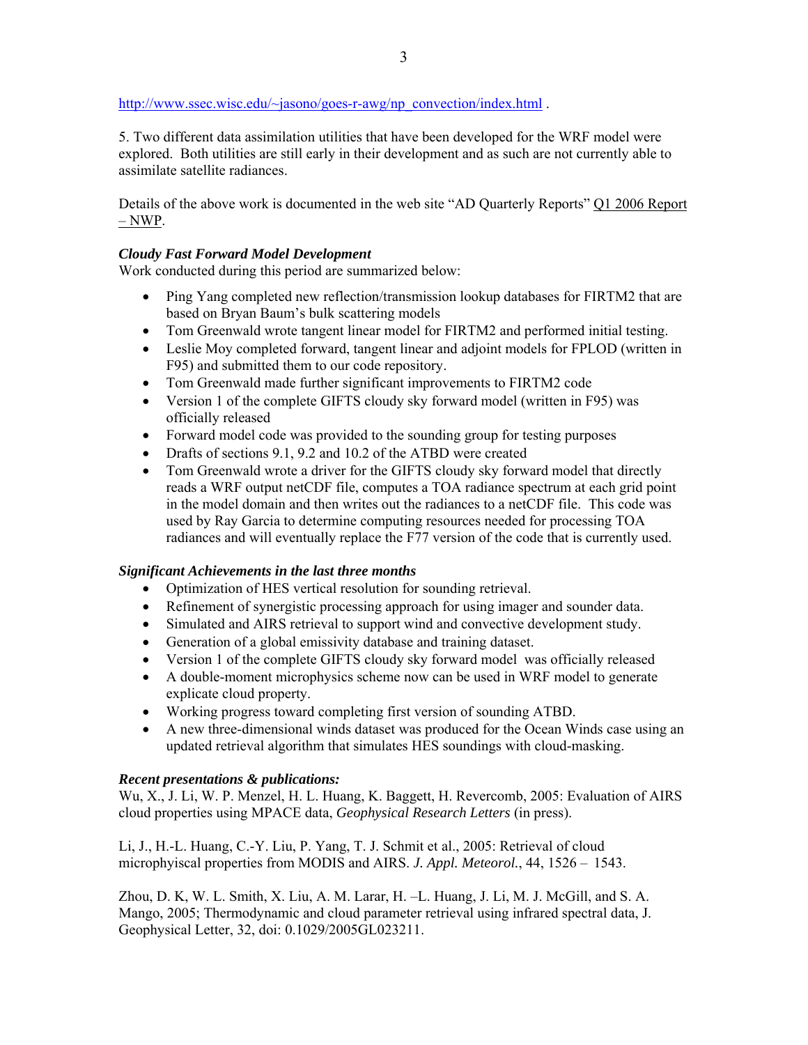http://www.ssec.wisc.edu/~jasono/goes-r-awg/np_convection/index.html .

5. Two different data assimilation utilities that have been developed for the WRF model were explored. Both utilities are still early in their development and as such are not currently able to assimilate satellite radiances.

Details of the above work is documented in the web site "AD Quarterly Reports" Q1 2006 Report – NWP.

***Cloudy Fast Forward Model Development***

Work conducted during this period are summarized below:

- Ping Yang completed new reflection/transmission lookup databases for FIRTM2 that are based on Bryan Baum's bulk scattering models
- Tom Greenwald wrote tangent linear model for FIRTM2 and performed initial testing.
- Leslie Moy completed forward, tangent linear and adjoint models for FPLOD (written in F95) and submitted them to our code repository.
- Tom Greenwald made further significant improvements to FIRTM2 code
- Version 1 of the complete GIFTS cloudy sky forward model (written in F95) was officially released
- Forward model code was provided to the sounding group for testing purposes
- Drafts of sections 9.1, 9.2 and 10.2 of the ATBD were created
- Tom Greenwald wrote a driver for the GIFTS cloudy sky forward model that directly reads a WRF output netCDF file, computes a TOA radiance spectrum at each grid point in the model domain and then writes out the radiances to a netCDF file. This code was used by Ray Garcia to determine computing resources needed for processing TOA radiances and will eventually replace the F77 version of the code that is currently used.

***Significant Achievements in the last three months***

- Optimization of HES vertical resolution for sounding retrieval.
- Refinement of synergistic processing approach for using imager and sounder data.
- Simulated and AIRS retrieval to support wind and convective development study.
- Generation of a global emissivity database and training dataset.
- Version 1 of the complete GIFTS cloudy sky forward model was officially released
- A double-moment microphysics scheme now can be used in WRF model to generate explicate cloud property.
- Working progress toward completing first version of sounding ATBD.
- A new three-dimensional winds dataset was produced for the Ocean Winds case using an updated retrieval algorithm that simulates HES soundings with cloud-masking.

***Recent presentations & publications:***

Wu, X., J. Li, W. P. Menzel, H. L. Huang, K. Baggett, H. Revercomb, 2005: Evaluation of AIRS cloud properties using MPACE data, *Geophysical Research Letters* (in press).

Li, J., H.-L. Huang, C.-Y. Liu, P. Yang, T. J. Schmit et al., 2005: Retrieval of cloud microphyiscal properties from MODIS and AIRS. *J. Appl. Meteorol.*, 44, 1526 – 1543.

Zhou, D. K, W. L. Smith, X. Liu, A. M. Larar, H. –L. Huang, J. Li, M. J. McGill, and S. A. Mango, 2005; Thermodynamic and cloud parameter retrieval using infrared spectral data, J. Geophysical Letter, 32, doi: 0.1029/2005GL023211.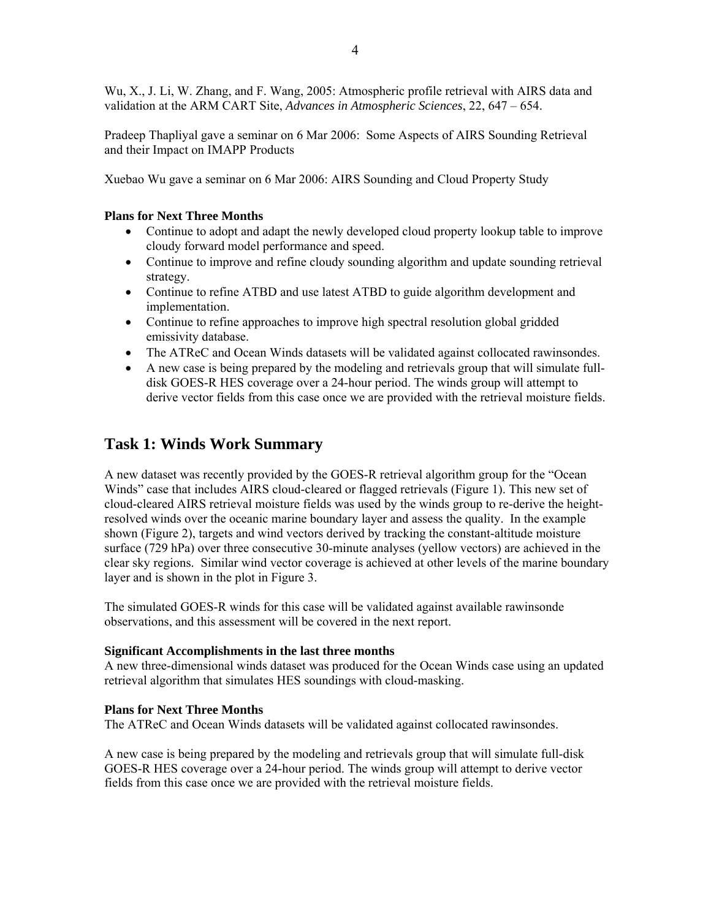Wu, X., J. Li, W. Zhang, and F. Wang, 2005: Atmospheric profile retrieval with AIRS data and validation at the ARM CART Site, *Advances in Atmospheric Sciences*, 22, 647 – 654.

Pradeep Thapliyal gave a seminar on 6 Mar 2006: Some Aspects of AIRS Sounding Retrieval and their Impact on IMAPP Products

Xuebao Wu gave a seminar on 6 Mar 2006: AIRS Sounding and Cloud Property Study

**Plans for Next Three Months**

- Continue to adopt and adapt the newly developed cloud property lookup table to improve cloudy forward model performance and speed.
- Continue to improve and refine cloudy sounding algorithm and update sounding retrieval strategy.
- Continue to refine ATBD and use latest ATBD to guide algorithm development and implementation.
- Continue to refine approaches to improve high spectral resolution global gridded emissivity database.
- The ATReC and Ocean Winds datasets will be validated against collocated rawinsondes.
- A new case is being prepared by the modeling and retrievals group that will simulate full-disk GOES-R HES coverage over a 24-hour period. The winds group will attempt to derive vector fields from this case once we are provided with the retrieval moisture fields.

## Task 1: Winds Work Summary

A new dataset was recently provided by the GOES-R retrieval algorithm group for the "Ocean Winds" case that includes AIRS cloud-cleared or flagged retrievals (Figure 1). This new set of cloud-cleared AIRS retrieval moisture fields was used by the winds group to re-derive the height-resolved winds over the oceanic marine boundary layer and assess the quality. In the example shown (Figure 2), targets and wind vectors derived by tracking the constant-altitude moisture surface (729 hPa) over three consecutive 30-minute analyses (yellow vectors) are achieved in the clear sky regions. Similar wind vector coverage is achieved at other levels of the marine boundary layer and is shown in the plot in Figure 3.

The simulated GOES-R winds for this case will be validated against available rawinsonde observations, and this assessment will be covered in the next report.

**Significant Accomplishments in the last three months**

A new three-dimensional winds dataset was produced for the Ocean Winds case using an updated retrieval algorithm that simulates HES soundings with cloud-masking.

**Plans for Next Three Months**

The ATReC and Ocean Winds datasets will be validated against collocated rawinsondes.

A new case is being prepared by the modeling and retrievals group that will simulate full-disk GOES-R HES coverage over a 24-hour period. The winds group will attempt to derive vector fields from this case once we are provided with the retrieval moisture fields.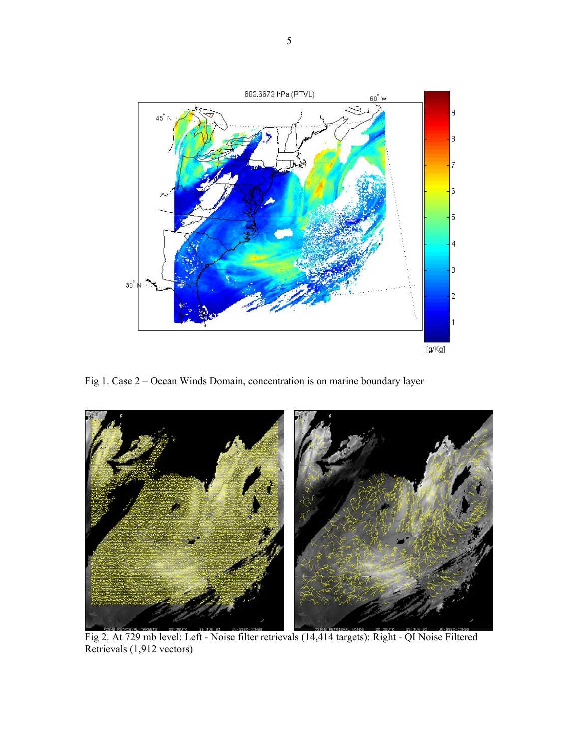Fig 1. Case 2 – Ocean Winds Domain, concentration is on marine boundary layer

Fig 2. At 729 mb level: Left - Noise filter retrievals (14,414 targets): Right - QI Noise Filtered Retrievals (1,912 vectors)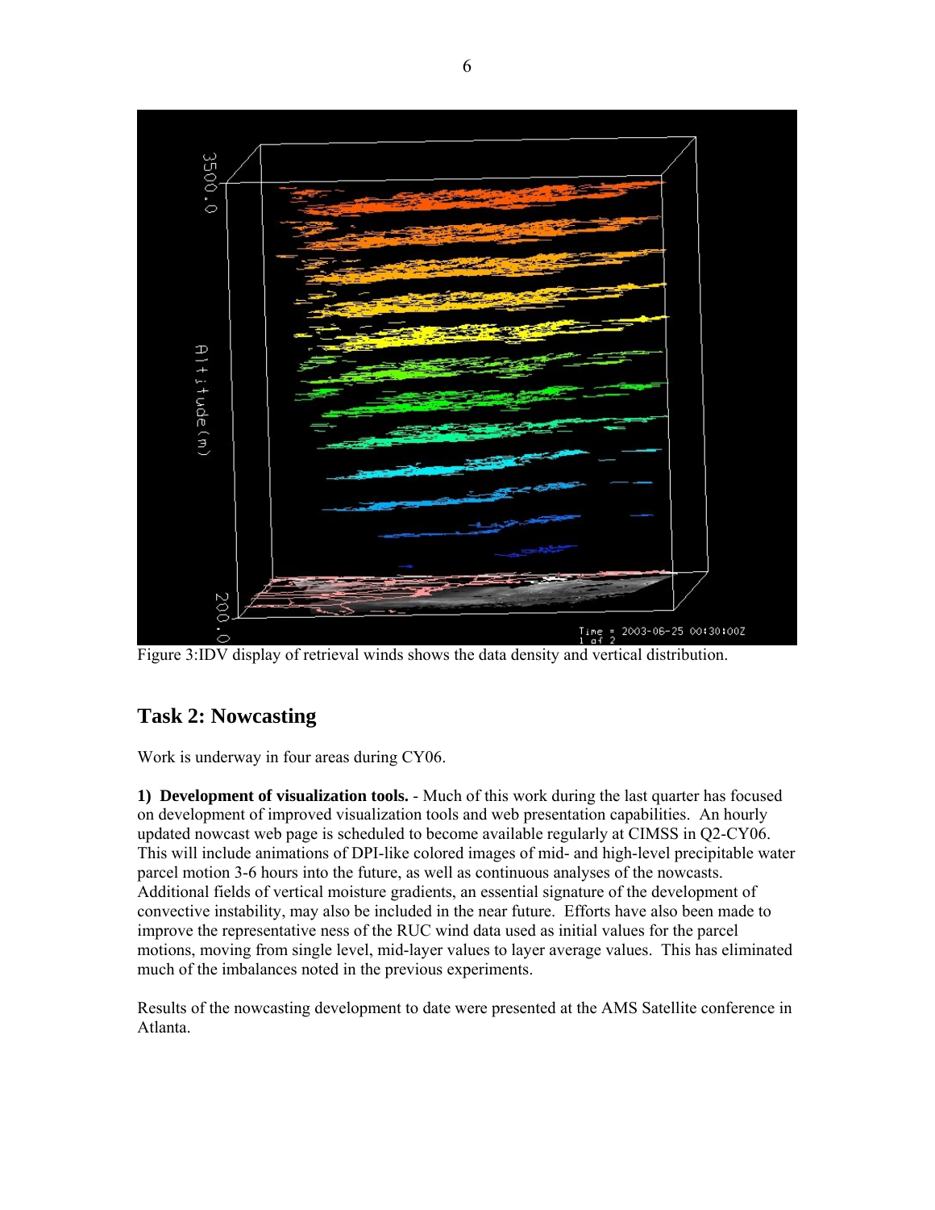Figure 3:IDV display of retrieval winds shows the data density and vertical distribution.

## Task 2: Nowcasting

Work is underway in four areas during CY06.

**1) Development of visualization tools.** - Much of this work during the last quarter has focused on development of improved visualization tools and web presentation capabilities. An hourly updated nowcast web page is scheduled to become available regularly at CIMSS in Q2-CY06. This will include animations of DPI-like colored images of mid- and high-level precipitable water parcel motion 3-6 hours into the future, as well as continuous analyses of the nowcasts. Additional fields of vertical moisture gradients, an essential signature of the development of convective instability, may also be included in the near future. Efforts have also been made to improve the representative ness of the RUC wind data used as initial values for the parcel motions, moving from single level, mid-layer values to layer average values. This has eliminated much of the imbalances noted in the previous experiments.

Results of the nowcasting development to date were presented at the AMS Satellite conference in Atlanta.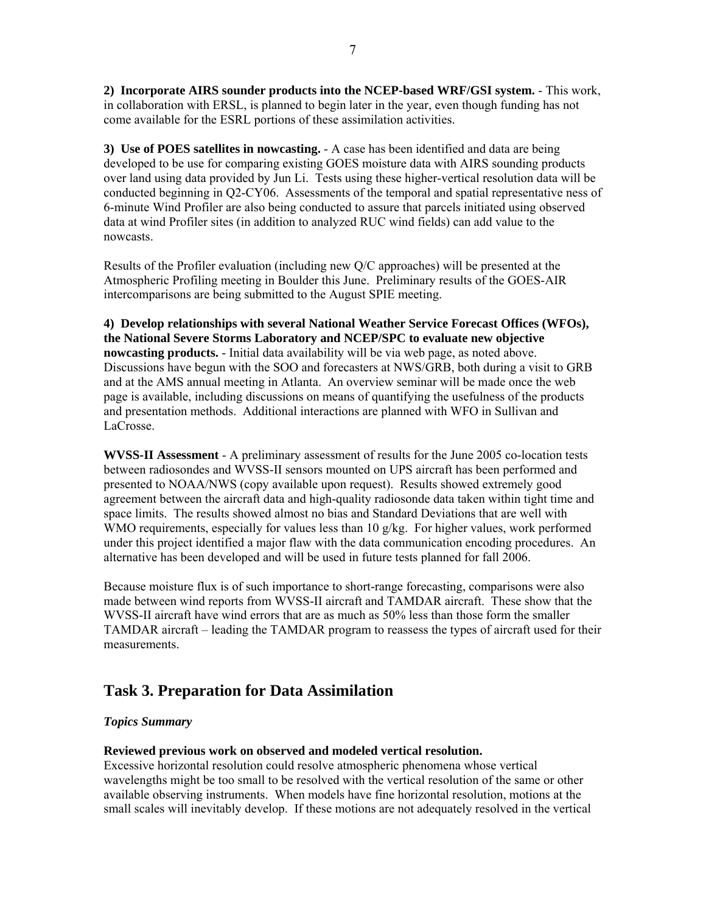**2) Incorporate AIRS sounder products into the NCEP-based WRF/GSI system.** - This work, in collaboration with ERSL, is planned to begin later in the year, even though funding has not come available for the ESRL portions of these assimilation activities.

**3) Use of POES satellites in nowcasting.** - A case has been identified and data are being developed to be use for comparing existing GOES moisture data with AIRS sounding products over land using data provided by Jun Li. Tests using these higher-vertical resolution data will be conducted beginning in Q2-CY06. Assessments of the temporal and spatial representative ness of 6-minute Wind Profiler are also being conducted to assure that parcels initiated using observed data at wind Profiler sites (in addition to analyzed RUC wind fields) can add value to the nowcasts.

Results of the Profiler evaluation (including new Q/C approaches) will be presented at the Atmospheric Profiling meeting in Boulder this June. Preliminary results of the GOES-AIR intercomparisons are being submitted to the August SPIE meeting.

**4) Develop relationships with several National Weather Service Forecast Offices (WFOs), the National Severe Storms Laboratory and NCEP/SPC to evaluate new objective nowcasting products.** - Initial data availability will be via web page, as noted above. Discussions have begun with the SOO and forecasters at NWS/GRB, both during a visit to GRB and at the AMS annual meeting in Atlanta. An overview seminar will be made once the web page is available, including discussions on means of quantifying the usefulness of the products and presentation methods. Additional interactions are planned with WFO in Sullivan and LaCrosse.

**WVSS-II Assessment** - A preliminary assessment of results for the June 2005 co-location tests between radiosondes and WVSS-II sensors mounted on UPS aircraft has been performed and presented to NOAA/NWS (copy available upon request). Results showed extremely good agreement between the aircraft data and high-quality radiosonde data taken within tight time and space limits. The results showed almost no bias and Standard Deviations that are well with WMO requirements, especially for values less than 10 g/kg. For higher values, work performed under this project identified a major flaw with the data communication encoding procedures. An alternative has been developed and will be used in future tests planned for fall 2006.

Because moisture flux is of such importance to short-range forecasting, comparisons were also made between wind reports from WVSS-II aircraft and TAMDAR aircraft. These show that the WVSS-II aircraft have wind errors that are as much as 50% less than those form the smaller TAMDAR aircraft – leading the TAMDAR program to reassess the types of aircraft used for their measurements.

## Task 3. Preparation for Data Assimilation

***Topics Summary***

**Reviewed previous work on observed and modeled vertical resolution.**

Excessive horizontal resolution could resolve atmospheric phenomena whose vertical wavelengths might be too small to be resolved with the vertical resolution of the same or other available observing instruments. When models have fine horizontal resolution, motions at the small scales will inevitably develop. If these motions are not adequately resolved in the vertical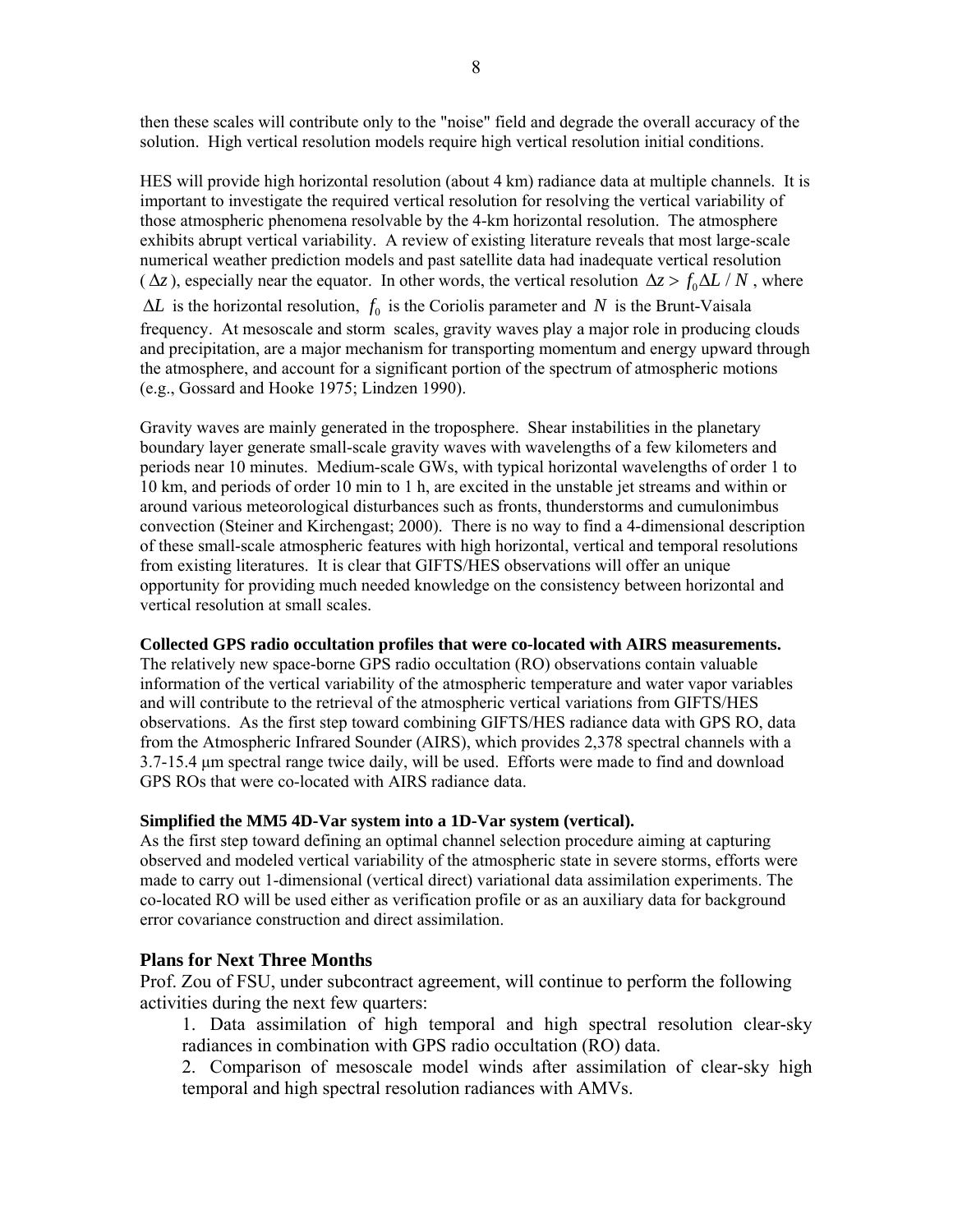then these scales will contribute only to the "noise" field and degrade the overall accuracy of the solution. High vertical resolution models require high vertical resolution initial conditions.

HES will provide high horizontal resolution (about 4 km) radiance data at multiple channels. It is important to investigate the required vertical resolution for resolving the vertical variability of those atmospheric phenomena resolvable by the 4-km horizontal resolution. The atmosphere exhibits abrupt vertical variability. A review of existing literature reveals that most large-scale numerical weather prediction models and past satellite data had inadequate vertical resolution ($\Delta z$), especially near the equator. In other words, the vertical resolution $\Delta z > f_0 \Delta L / N$, where $\Delta L$ is the horizontal resolution, $f_0$ is the Coriolis parameter and $N$ is the Brunt-Vaisala frequency. At mesoscale and storm scales, gravity waves play a major role in producing clouds and precipitation, are a major mechanism for transporting momentum and energy upward through the atmosphere, and account for a significant portion of the spectrum of atmospheric motions (e.g., Gossard and Hooke 1975; Lindzen 1990).

Gravity waves are mainly generated in the troposphere. Shear instabilities in the planetary boundary layer generate small-scale gravity waves with wavelengths of a few kilometers and periods near 10 minutes. Medium-scale GWs, with typical horizontal wavelengths of order 1 to 10 km, and periods of order 10 min to 1 h, are excited in the unstable jet streams and within or around various meteorological disturbances such as fronts, thunderstorms and cumulonimbus convection (Steiner and Kirchengast; 2000). There is no way to find a 4-dimensional description of these small-scale atmospheric features with high horizontal, vertical and temporal resolutions from existing literatures. It is clear that GIFTS/HES observations will offer an unique opportunity for providing much needed knowledge on the consistency between horizontal and vertical resolution at small scales.

**Collected GPS radio occultation profiles that were co-located with AIRS measurements.**
The relatively new space-borne GPS radio occultation (RO) observations contain valuable information of the vertical variability of the atmospheric temperature and water vapor variables and will contribute to the retrieval of the atmospheric vertical variations from GIFTS/HES observations. As the first step toward combining GIFTS/HES radiance data with GPS RO, data from the Atmospheric Infrared Sounder (AIRS), which provides 2,378 spectral channels with a 3.7-15.4 μm spectral range twice daily, will be used. Efforts were made to find and download GPS ROs that were co-located with AIRS radiance data.

**Simplified the MM5 4D-Var system into a 1D-Var system (vertical).**
As the first step toward defining an optimal channel selection procedure aiming at capturing observed and modeled vertical variability of the atmospheric state in severe storms, efforts were made to carry out 1-dimensional (vertical direct) variational data assimilation experiments. The co-located RO will be used either as verification profile or as an auxiliary data for background error covariance construction and direct assimilation.

## Plans for Next Three Months

Prof. Zou of FSU, under subcontract agreement, will continue to perform the following activities during the next few quarters:

1. Data assimilation of high temporal and high spectral resolution clear-sky radiances in combination with GPS radio occultation (RO) data.
2. Comparison of mesoscale model winds after assimilation of clear-sky high temporal and high spectral resolution radiances with AMVs.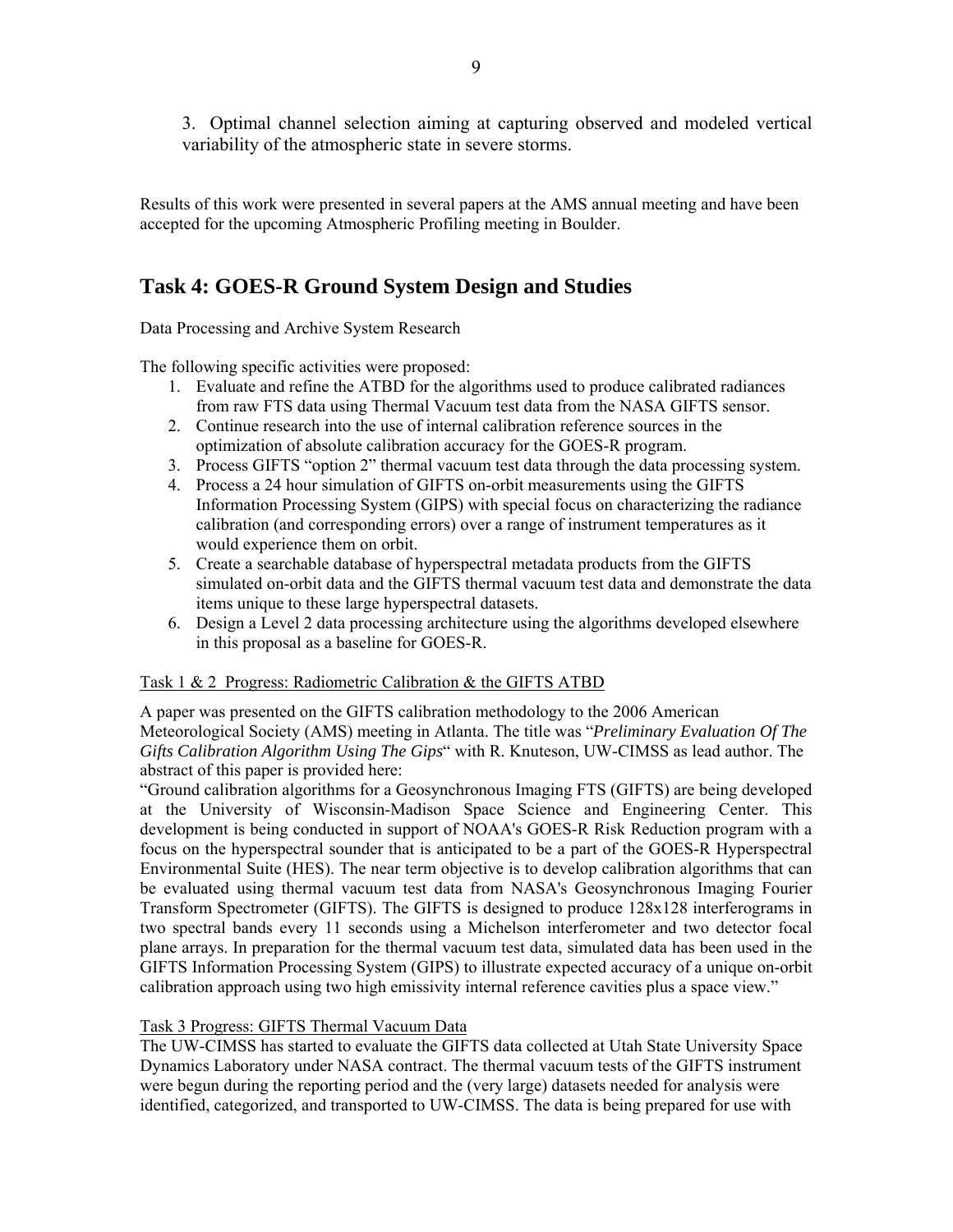3. Optimal channel selection aiming at capturing observed and modeled vertical variability of the atmospheric state in severe storms.

Results of this work were presented in several papers at the AMS annual meeting and have been accepted for the upcoming Atmospheric Profiling meeting in Boulder.

## Task 4: GOES-R Ground System Design and Studies

Data Processing and Archive System Research

The following specific activities were proposed:

1. Evaluate and refine the ATBD for the algorithms used to produce calibrated radiances from raw FTS data using Thermal Vacuum test data from the NASA GIFTS sensor.
2. Continue research into the use of internal calibration reference sources in the optimization of absolute calibration accuracy for the GOES-R program.
3. Process GIFTS "option 2" thermal vacuum test data through the data processing system.
4. Process a 24 hour simulation of GIFTS on-orbit measurements using the GIFTS Information Processing System (GIPS) with special focus on characterizing the radiance calibration (and corresponding errors) over a range of instrument temperatures as it would experience them on orbit.
5. Create a searchable database of hyperspectral metadata products from the GIFTS simulated on-orbit data and the GIFTS thermal vacuum test data and demonstrate the data items unique to these large hyperspectral datasets.
6. Design a Level 2 data processing architecture using the algorithms developed elsewhere in this proposal as a baseline for GOES-R.

<u>Task 1 & 2 Progress: Radiometric Calibration & the GIFTS ATBD</u>

A paper was presented on the GIFTS calibration methodology to the 2006 American Meteorological Society (AMS) meeting in Atlanta. The title was "*Preliminary Evaluation Of The Gifts Calibration Algorithm Using The Gips*" with R. Knuteson, UW-CIMSS as lead author. The abstract of this paper is provided here:

"Ground calibration algorithms for a Geosynchronous Imaging FTS (GIFTS) are being developed at the University of Wisconsin-Madison Space Science and Engineering Center. This development is being conducted in support of NOAA's GOES-R Risk Reduction program with a focus on the hyperspectral sounder that is anticipated to be a part of the GOES-R Hyperspectral Environmental Suite (HES). The near term objective is to develop calibration algorithms that can be evaluated using thermal vacuum test data from NASA's Geosynchronous Imaging Fourier Transform Spectrometer (GIFTS). The GIFTS is designed to produce 128x128 interferograms in two spectral bands every 11 seconds using a Michelson interferometer and two detector focal plane arrays. In preparation for the thermal vacuum test data, simulated data has been used in the GIFTS Information Processing System (GIPS) to illustrate expected accuracy of a unique on-orbit calibration approach using two high emissivity internal reference cavities plus a space view."

<u>Task 3 Progress: GIFTS Thermal Vacuum Data</u>

The UW-CIMSS has started to evaluate the GIFTS data collected at Utah State University Space Dynamics Laboratory under NASA contract. The thermal vacuum tests of the GIFTS instrument were begun during the reporting period and the (very large) datasets needed for analysis were identified, categorized, and transported to UW-CIMSS. The data is being prepared for use with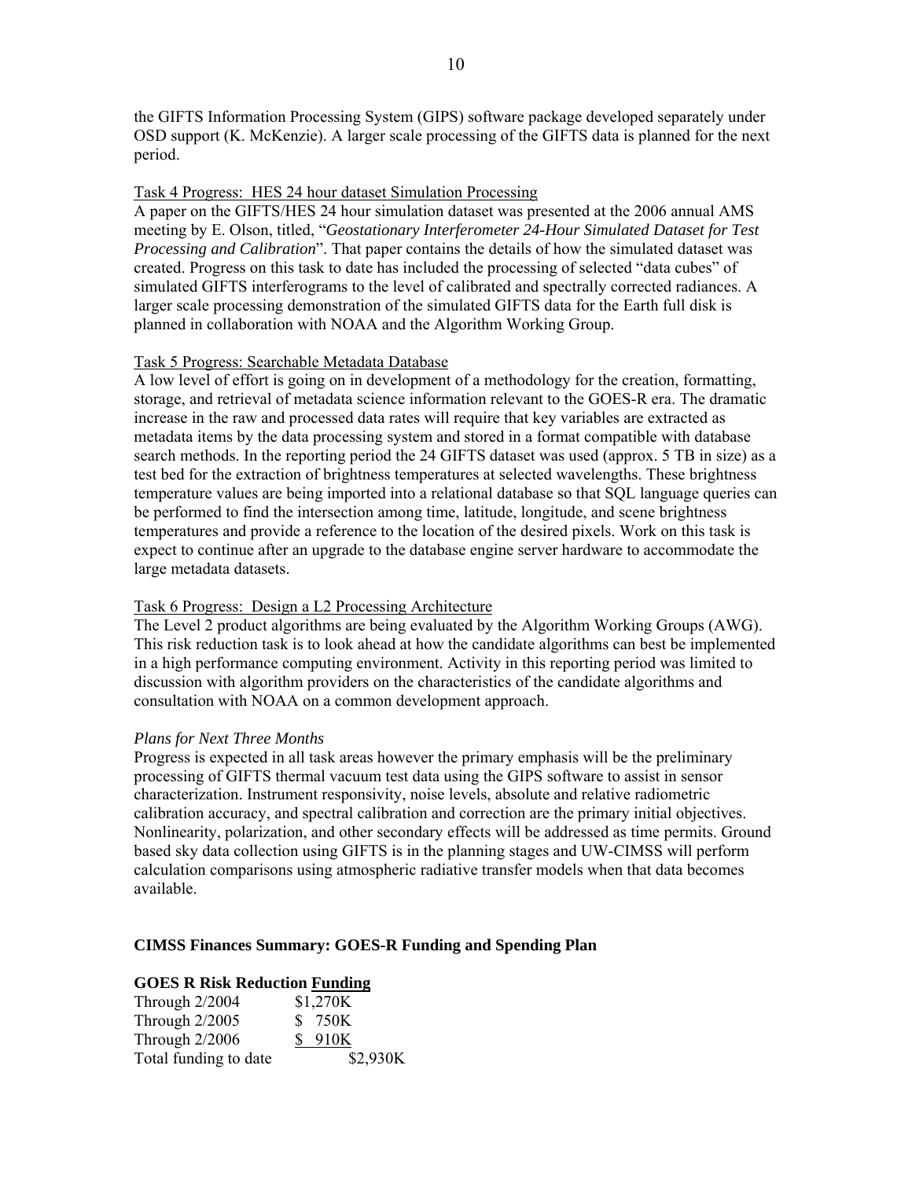the GIFTS Information Processing System (GIPS) software package developed separately under OSD support (K. McKenzie). A larger scale processing of the GIFTS data is planned for the next period.

Task 4 Progress: HES 24 hour dataset Simulation Processing

A paper on the GIFTS/HES 24 hour simulation dataset was presented at the 2006 annual AMS meeting by E. Olson, titled, "*Geostationary Interferometer 24-Hour Simulated Dataset for Test Processing and Calibration*". That paper contains the details of how the simulated dataset was created. Progress on this task to date has included the processing of selected "data cubes" of simulated GIFTS interferograms to the level of calibrated and spectrally corrected radiances. A larger scale processing demonstration of the simulated GIFTS data for the Earth full disk is planned in collaboration with NOAA and the Algorithm Working Group.

Task 5 Progress: Searchable Metadata Database

A low level of effort is going on in development of a methodology for the creation, formatting, storage, and retrieval of metadata science information relevant to the GOES-R era. The dramatic increase in the raw and processed data rates will require that key variables are extracted as metadata items by the data processing system and stored in a format compatible with database search methods. In the reporting period the 24 GIFTS dataset was used (approx. 5 TB in size) as a test bed for the extraction of brightness temperatures at selected wavelengths. These brightness temperature values are being imported into a relational database so that SQL language queries can be performed to find the intersection among time, latitude, longitude, and scene brightness temperatures and provide a reference to the location of the desired pixels. Work on this task is expect to continue after an upgrade to the database engine server hardware to accommodate the large metadata datasets.

Task 6 Progress: Design a L2 Processing Architecture

The Level 2 product algorithms are being evaluated by the Algorithm Working Groups (AWG). This risk reduction task is to look ahead at how the candidate algorithms can best be implemented in a high performance computing environment. Activity in this reporting period was limited to discussion with algorithm providers on the characteristics of the candidate algorithms and consultation with NOAA on a common development approach.

*Plans for Next Three Months*

Progress is expected in all task areas however the primary emphasis will be the preliminary processing of GIFTS thermal vacuum test data using the GIPS software to assist in sensor characterization. Instrument responsivity, noise levels, absolute and relative radiometric calibration accuracy, and spectral calibration and correction are the primary initial objectives. Nonlinearity, polarization, and other secondary effects will be addressed as time permits. Ground based sky data collection using GIFTS is in the planning stages and UW-CIMSS will perform calculation comparisons using atmospheric radiative transfer models when that data becomes available.

**CIMSS Finances Summary: GOES-R Funding and Spending Plan**

**GOES R Risk Reduction Funding**

| | | |
|---|---|---|
| Through 2/2004 | \$1,270K | |
| Through 2/2005 | \$ 750K | |
| Through 2/2006 | \$ 910K | |
| Total funding to date | | \$2,930K |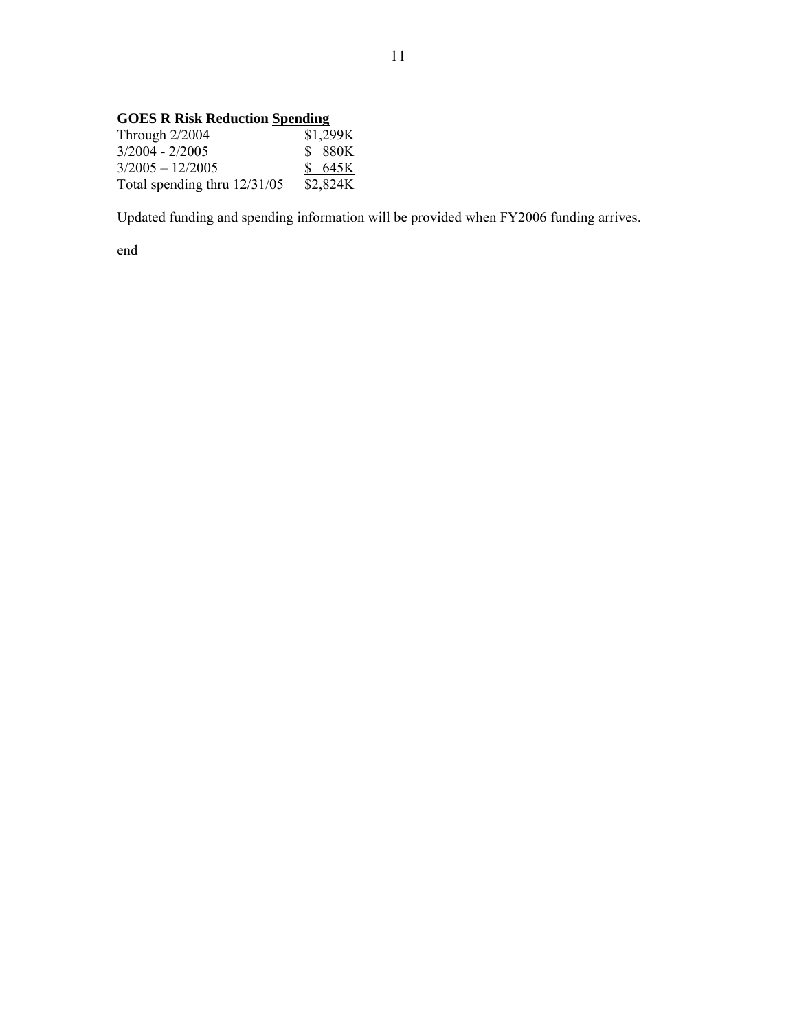**GOES R Risk Reduction Spending**

| | |
|---|---|
| Through 2/2004 | \$1,299K |
| 3/2004 - 2/2005 | \$ 880K |
| 3/2005 – 12/2005 | \$ 645K |
| Total spending thru 12/31/05 | \$2,824K |

Updated funding and spending information will be provided when FY2006 funding arrives.

end